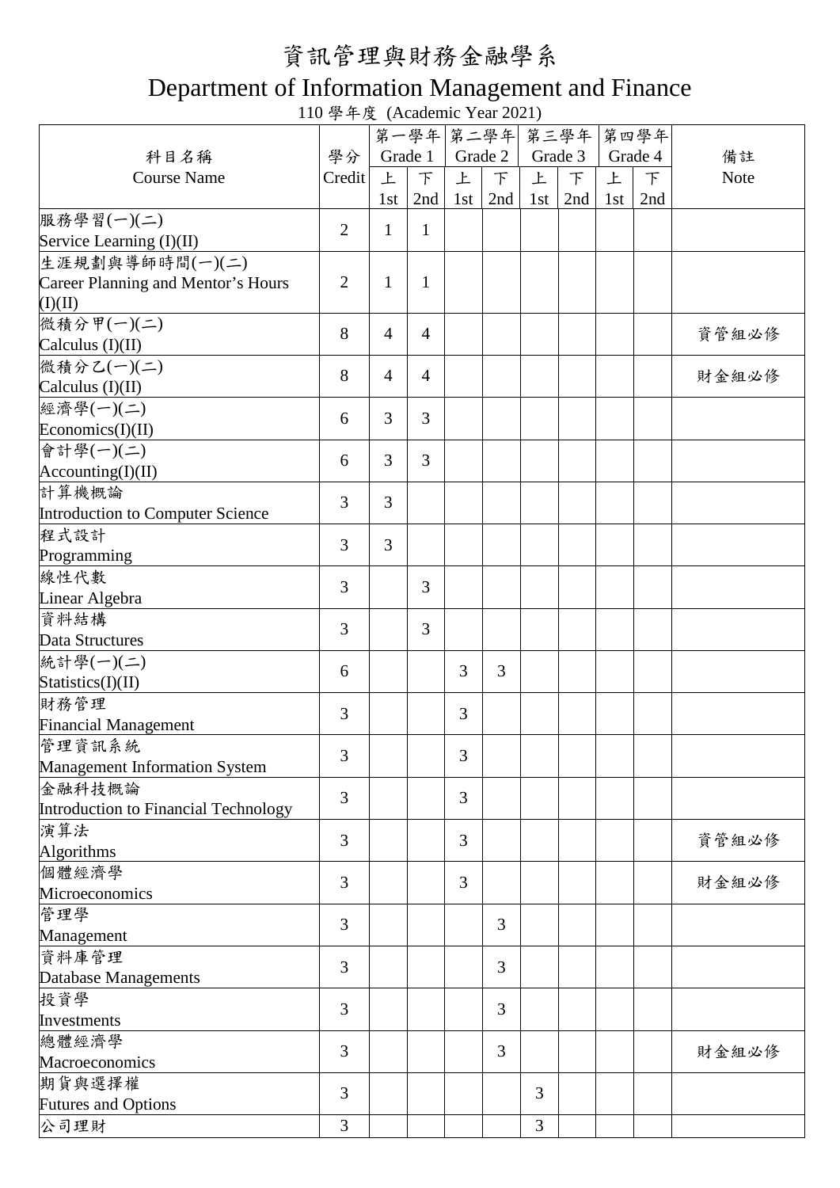# 資訊管理與財務金融學系

# Department of Information Management and Finance

110 學年度 (Academic Year 2021)

| 科目名稱<br>Course Name | 學分<br>Credit | 第一學年<br>Grade 1 | | 第二學年<br>Grade 2 | | 第三學年<br>Grade 3 | | 第四學年<br>Grade 4 | | 備註<br>Note |
|---|---|---|---|---|---|---|---|---|---|---|
| | | 上<br>1st | 下<br>2nd | 上<br>1st | 下<br>2nd | 上<br>1st | 下<br>2nd | 上<br>1st | 下<br>2nd | |
| 服務學習(一)(二)<br>Service Learning (I)(II) | 2 | 1 | 1 | | | | | | | |
| 生涯規劃與導師時間(一)(二)<br>Career Planning and Mentor's Hours (I)(II) | 2 | 1 | 1 | | | | | | | |
| 微積分甲(一)(二)<br>Calculus (I)(II) | 8 | 4 | 4 | | | | | | | 資管組必修 |
| 微積分乙(一)(二)<br>Calculus (I)(II) | 8 | 4 | 4 | | | | | | | 財金組必修 |
| 經濟學(一)(二)<br>Economics(I)(II) | 6 | 3 | 3 | | | | | | | |
| 會計學(一)(二)<br>Accounting(I)(II) | 6 | 3 | 3 | | | | | | | |
| 計算機概論<br>Introduction to Computer Science | 3 | 3 | | | | | | | | |
| 程式設計<br>Programming | 3 | 3 | | | | | | | | |
| 線性代數<br>Linear Algebra | 3 | | 3 | | | | | | | |
| 資料結構<br>Data Structures | 3 | | 3 | | | | | | | |
| 統計學(一)(二)<br>Statistics(I)(II) | 6 | | | 3 | 3 | | | | | |
| 財務管理<br>Financial Management | 3 | | | 3 | | | | | | |
| 管理資訊系統<br>Management Information System | 3 | | | 3 | | | | | | |
| 金融科技概論<br>Introduction to Financial Technology | 3 | | | 3 | | | | | | |
| 演算法<br>Algorithms | 3 | | | 3 | | | | | | 資管組必修 |
| 個體經濟學<br>Microeconomics | 3 | | | 3 | | | | | | 財金組必修 |
| 管理學<br>Management | 3 | | | | 3 | | | | | |
| 資料庫管理<br>Database Managements | 3 | | | | 3 | | | | | |
| 投資學<br>Investments | 3 | | | | 3 | | | | | |
| 總體經濟學<br>Macroeconomics | 3 | | | | 3 | | | | | 財金組必修 |
| 期貨與選擇權<br>Futures and Options | 3 | | | | | 3 | | | | |
| 公司理財 | 3 | | | | | 3 | | | | |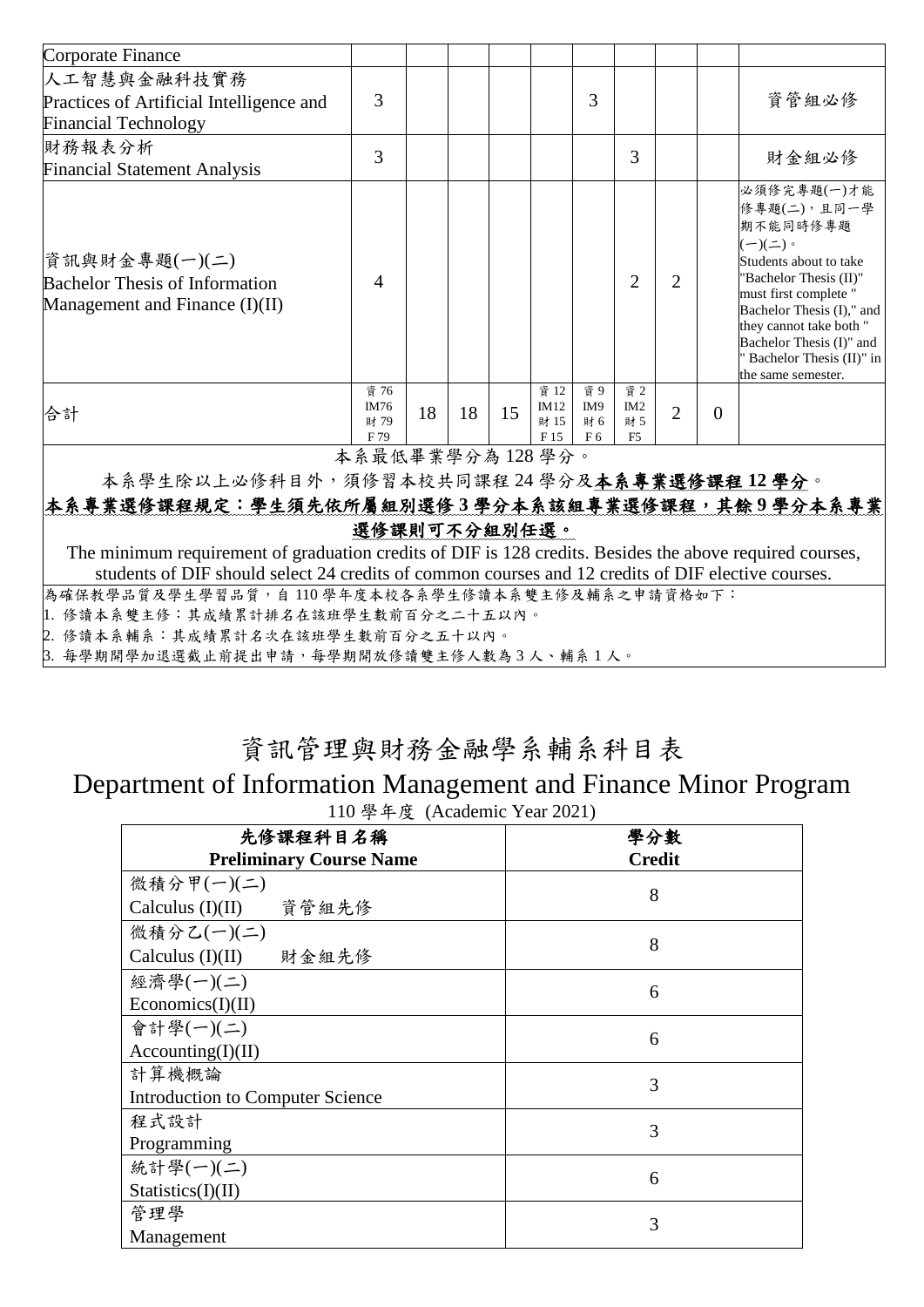| | | | | | | | | | | |
|---|---|---|---|---|---|---|---|---|---|---|
| Corporate Finance | | | | | | | | | | |
| 人工智慧與金融科技實務<br>Practices of Artificial Intelligence and Financial Technology | 3 | | | | | 3 | | | | 資管組必修 |
| 財務報表分析<br>Financial Statement Analysis | 3 | | | | | | 3 | | | 財金組必修 |
| 資訊與財金專題(一)(二)<br>Bachelor Thesis of Information Management and Finance (I)(II) | 4 | | | | | | 2 | 2 | | 必須修完專題(一)才能修專題(二)，且同一學期不能同時修專題(一)(二)。<br>Students about to take "Bachelor Thesis (II)" must first complete " Bachelor Thesis (I)," and they cannot take both " Bachelor Thesis (I)" and " Bachelor Thesis (II)" in the same semester. |
| 合計 | 資 76<br>IM76<br>財 79<br>F 79 | 18 | 18 | 15 | 資 12<br>IM12<br>財 15<br>F 15 | 資 9<br>IM9<br>財 6<br>F 6 | 資 2<br>IM2<br>財 5<br>F5 | 2 | 0 | |

本系最低畢業學分為 128 學分。

本系學生除以上必修科目外，須修習本校共同課程 24 學分及**本系專業選修課程 12 學分**。

**本系專業選修課程規定：學生須先依所屬組別選修 3 學分本系該組專業選修課程，其餘 9 學分本系專業選修課則可不分組別任選。**

The minimum requirement of graduation credits of DIF is 128 credits. Besides the above required courses, students of DIF should select 24 credits of common courses and 12 credits of DIF elective courses.

為確保教學品質及學生學習品質，自 110 學年度本校各系學生修讀本系雙主修及輔系之申請資格如下：

1. 修讀本系雙主修：其成績累計排名在該班學生數前百分之二十五以內。
2. 修讀本系輔系：其成績累計名次在該班學生數前百分之五十以內。
3. 每學期開學加退選截止前提出申請，每學期開放修讀雙主修人數為 3 人、輔系 1 人。

# 資訊管理與財務金融學系輔系科目表

## Department of Information Management and Finance Minor Program

110 學年度 (Academic Year 2021)

| 先修課程科目名稱<br>**Preliminary Course Name** | 學分數<br>**Credit** |
|---|---|
| 微積分甲(一)(二)<br>Calculus (I)(II) 資管組先修 | 8 |
| 微積分乙(一)(二)<br>Calculus (I)(II) 財金組先修 | 8 |
| 經濟學(一)(二)<br>Economics(I)(II) | 6 |
| 會計學(一)(二)<br>Accounting(I)(II) | 6 |
| 計算機概論<br>Introduction to Computer Science | 3 |
| 程式設計<br>Programming | 3 |
| 統計學(一)(二)<br>Statistics(I)(II) | 6 |
| 管理學<br>Management | 3 |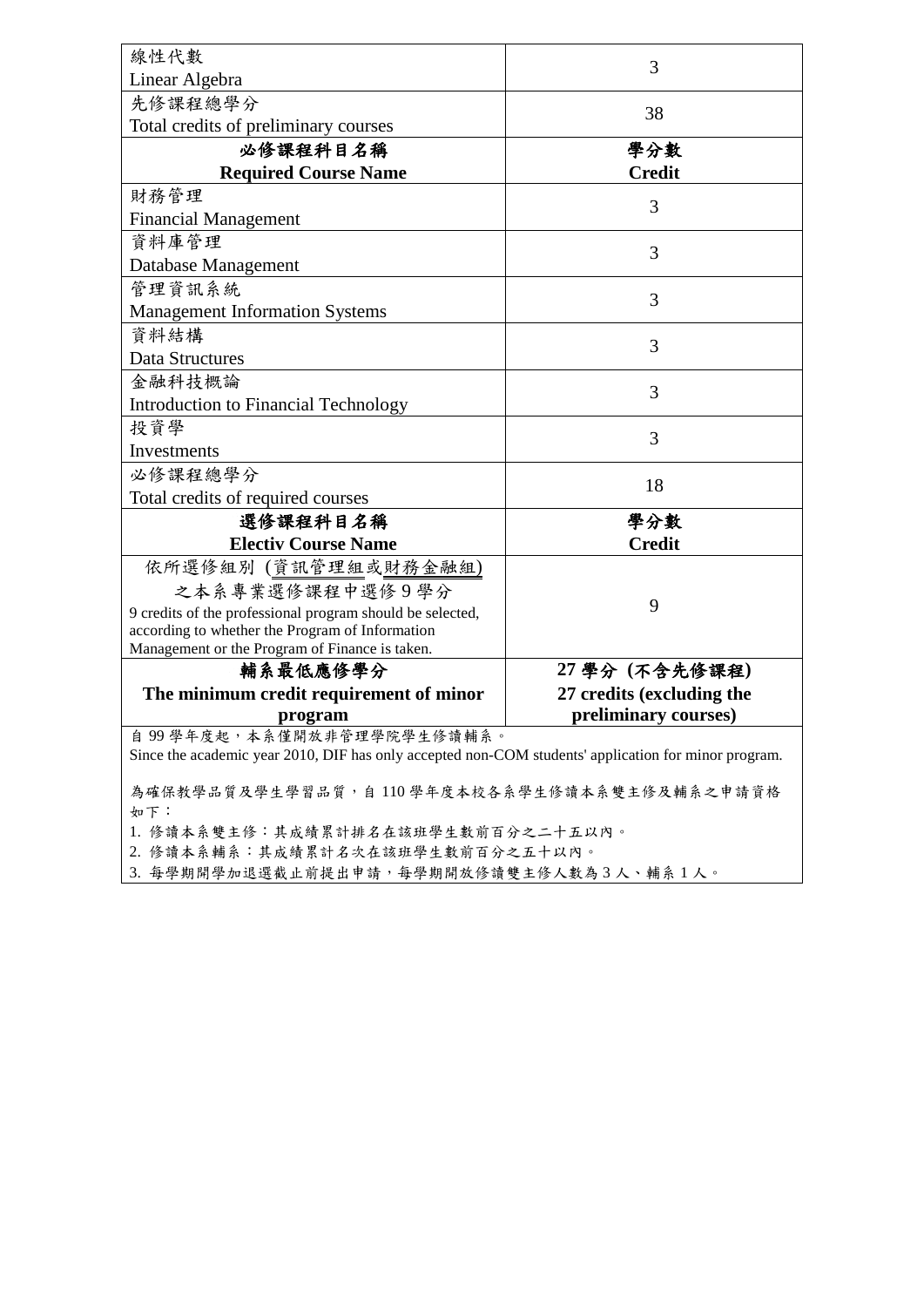| | |
|---|---|
| 線性代數<br>Linear Algebra | 3 |
| 先修課程總學分<br>Total credits of preliminary courses | 38 |
| **必修課程科目名稱**<br>**Required Course Name** | **學分數**<br>**Credit** |
| 財務管理<br>Financial Management | 3 |
| 資料庫管理<br>Database Management | 3 |
| 管理資訊系統<br>Management Information Systems | 3 |
| 資料結構<br>Data Structures | 3 |
| 金融科技概論<br>Introduction to Financial Technology | 3 |
| 投資學<br>Investments | 3 |
| 必修課程總學分<br>Total credits of required courses | 18 |
| **選修課程科目名稱**<br>**Electiv Course Name** | **學分數**<br>**Credit** |
| 依所選修組別 (資訊管理組或財務金融組)之本系專業選修課程中選修9學分<br>9 credits of the professional program should be selected, according to whether the Program of Information Management or the Program of Finance is taken. | 9 |
| **輔系最低應修學分**<br>**The minimum credit requirement of minor program** | **27 學分 (不含先修課程)**<br>**27 credits (excluding the preliminary courses)** |

自 99 學年度起，本系僅開放非管理學院學生修讀輔系。

Since the academic year 2010, DIF has only accepted non-COM students' application for minor program.

為確保教學品質及學生學習品質，自 110 學年度本校各系學生修讀本系雙主修及輔系之申請資格如下：

1. 修讀本系雙主修：其成績累計排名在該班學生數前百分之二十五以內。
2. 修讀本系輔系：其成績累計名次在該班學生數前百分之五十以內。
3. 每學期開學加退選截止前提出申請，每學期開放修讀雙主修人數為 3 人、輔系 1 人。